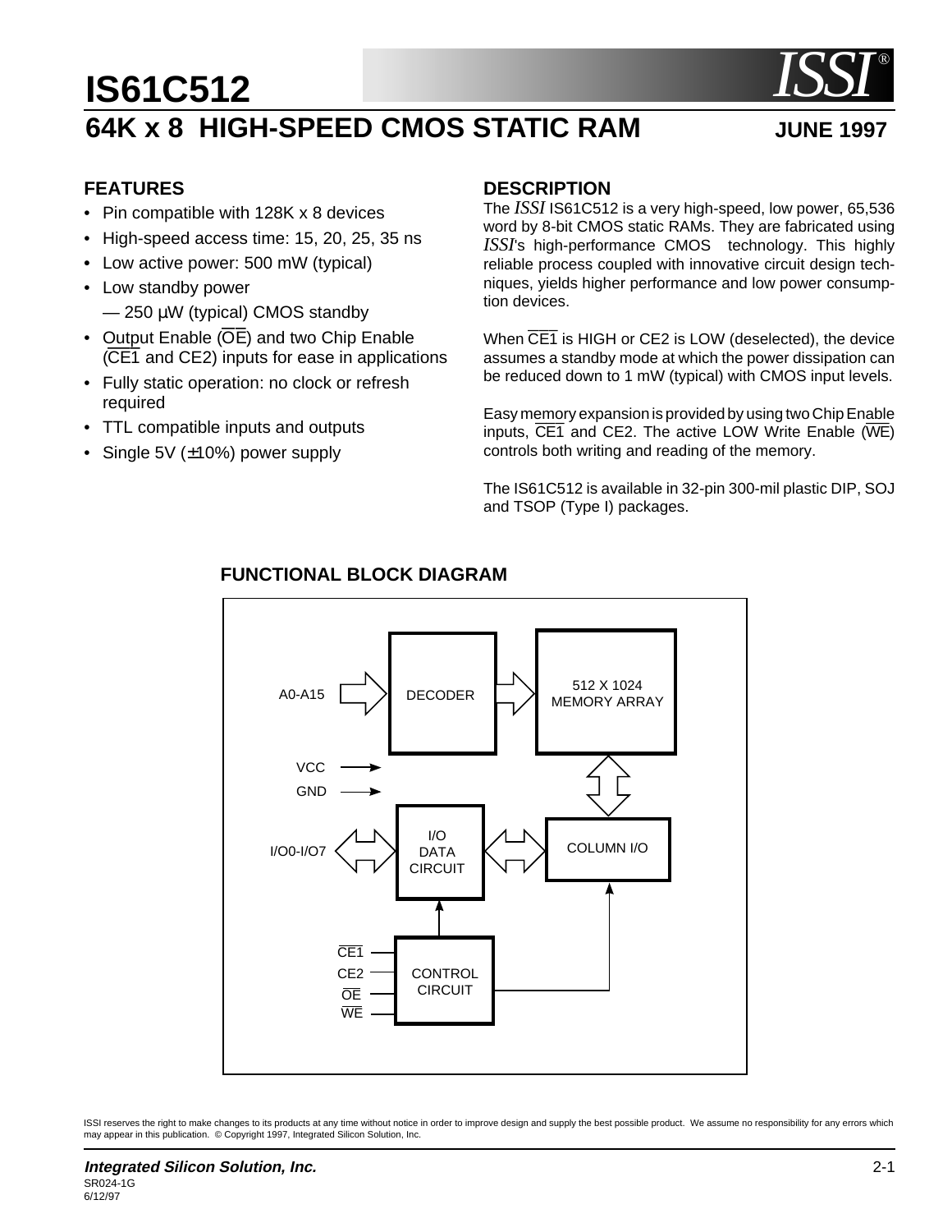# IS61C512

## 64K x 8 HIGH-SPEED CMOS STATIC RAM

**JUNE 1997**

### FEATURES

- Pin compatible with 128K x 8 devices
- High-speed access time: 15, 20, 25, 35 ns
- Low active power: 500 mW (typical)
- Low standby power
  - — 250 µW (typical) CMOS standby
- Output Enable ($\overline{OE}$) and two Chip Enable ($\overline{CE1}$ and CE2) inputs for ease in applications
- Fully static operation: no clock or refresh required
- TTL compatible inputs and outputs
- Single 5V (±10%) power supply

### DESCRIPTION

The *ISSI* IS61C512 is a very high-speed, low power, 65,536 word by 8-bit CMOS static RAMs. They are fabricated using *ISSI*'s high-performance CMOS technology. This highly reliable process coupled with innovative circuit design techniques, yields higher performance and low power consumption devices.

When $\overline{CE1}$ is HIGH or CE2 is LOW (deselected), the device assumes a standby mode at which the power dissipation can be reduced down to 1 mW (typical) with CMOS input levels.

Easy memory expansion is provided by using two Chip Enable inputs, $\overline{CE1}$ and CE2. The active LOW Write Enable ($\overline{WE}$) controls both writing and reading of the memory.

The IS61C512 is available in 32-pin 300-mil plastic DIP, SOJ and TSOP (Type I) packages.

### FUNCTIONAL BLOCK DIAGRAM

A0-A15

DECODER

512 X 1024
MEMORY ARRAY

VCC

GND

I/O0-I/O7

I/O
DATA
CIRCUIT

COLUMN I/O

$\overline{CE1}$

CE2

$\overline{OE}$

$\overline{WE}$

CONTROL
CIRCUIT

ISSI reserves the right to make changes to its products at any time without notice in order to improve design and supply the best possible product. We assume no responsibility for any errors which may appear in this publication. © Copyright 1997, Integrated Silicon Solution, Inc.

**Integrated Silicon Solution, Inc.**
SR024-1G
6/12/97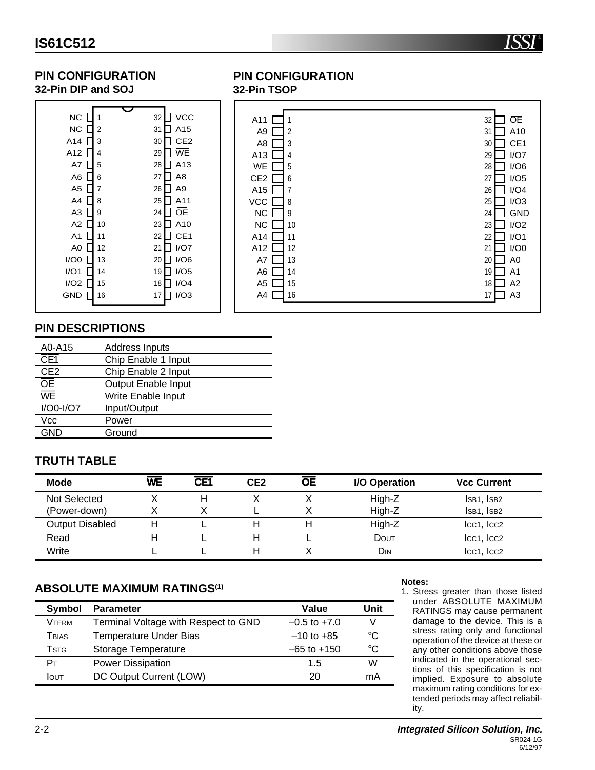## PIN CONFIGURATION

### 32-Pin DIP and SOJ

| Pin | Name | Pin | Name |
|---|---|---|---|
| 1 | NC | 32 | VCC |
| 2 | NC | 31 | A15 |
| 3 | A14 | 30 | CE2 |
| 4 | A12 | 29 | $\overline{WE}$ |
| 5 | A7 | 28 | A13 |
| 6 | A6 | 27 | A8 |
| 7 | A5 | 26 | A9 |
| 8 | A4 | 25 | A11 |
| 9 | A3 | 24 | $\overline{OE}$ |
| 10 | A2 | 23 | A10 |
| 11 | A1 | 22 | $\overline{CE1}$ |
| 12 | A0 | 21 | I/O7 |
| 13 | I/O0 | 20 | I/O6 |
| 14 | I/O1 | 19 | I/O5 |
| 15 | I/O2 | 18 | I/O4 |
| 16 | GND | 17 | I/O3 |

## PIN CONFIGURATION

### 32-Pin TSOP

| Pin | Name | Pin | Name |
|---|---|---|---|
| 1 | A11 | 32 | $\overline{OE}$ |
| 2 | A9 | 31 | A10 |
| 3 | A8 | 30 | $\overline{CE1}$ |
| 4 | A13 | 29 | I/O7 |
| 5 | WE | 28 | I/O6 |
| 6 | CE2 | 27 | I/O5 |
| 7 | A15 | 26 | I/O4 |
| 8 | VCC | 25 | I/O3 |
| 9 | NC | 24 | GND |
| 10 | NC | 23 | I/O2 |
| 11 | A14 | 22 | I/O1 |
| 12 | A12 | 21 | I/O0 |
| 13 | A7 | 20 | A0 |
| 14 | A6 | 19 | A1 |
| 15 | A5 | 18 | A2 |
| 16 | A4 | 17 | A3 |

## PIN DESCRIPTIONS

| | |
|---|---|
| A0-A15 | Address Inputs |
| $\overline{CE1}$ | Chip Enable 1 Input |
| CE2 | Chip Enable 2 Input |
| $\overline{OE}$ | Output Enable Input |
| $\overline{WE}$ | Write Enable Input |
| I/O0-I/O7 | Input/Output |
| Vcc | Power |
| GND | Ground |

## TRUTH TABLE

| Mode | $\overline{WE}$ | $\overline{CE1}$ | CE2 | $\overline{OE}$ | I/O Operation | Vcc Current |
|---|---|---|---|---|---|---|
| Not Selected | X | H | X | X | High-Z | $I_{SB1}$, $I_{SB2}$ |
| (Power-down) | X | X | L | X | High-Z | $I_{SB1}$, $I_{SB2}$ |
| Output Disabled | H | L | H | H | High-Z | $I_{CC1}$, $I_{CC2}$ |
| Read | H | L | H | L | $D_{OUT}$ | $I_{CC1}$, $I_{CC2}$ |
| Write | L | L | H | X | $D_{IN}$ | $I_{CC1}$, $I_{CC2}$ |

## ABSOLUTE MAXIMUM RATINGS(1)

| Symbol | Parameter | Value | Unit |
|---|---|---|---|
| $V_{TERM}$ | Terminal Voltage with Respect to GND | –0.5 to +7.0 | V |
| $T_{BIAS}$ | Temperature Under Bias | –10 to +85 | °C |
| $T_{STG}$ | Storage Temperature | –65 to +150 | °C |
| $P_T$ | Power Dissipation | 1.5 | W |
| $I_{OUT}$ | DC Output Current (LOW) | 20 | mA |

**Notes:**

1. Stress greater than those listed under ABSOLUTE MAXIMUM RATINGS may cause permanent damage to the device. This is a stress rating only and functional operation of the device at these or any other conditions above those indicated in the operational sections of this specification is not implied. Exposure to absolute maximum rating conditions for extended periods may affect reliability.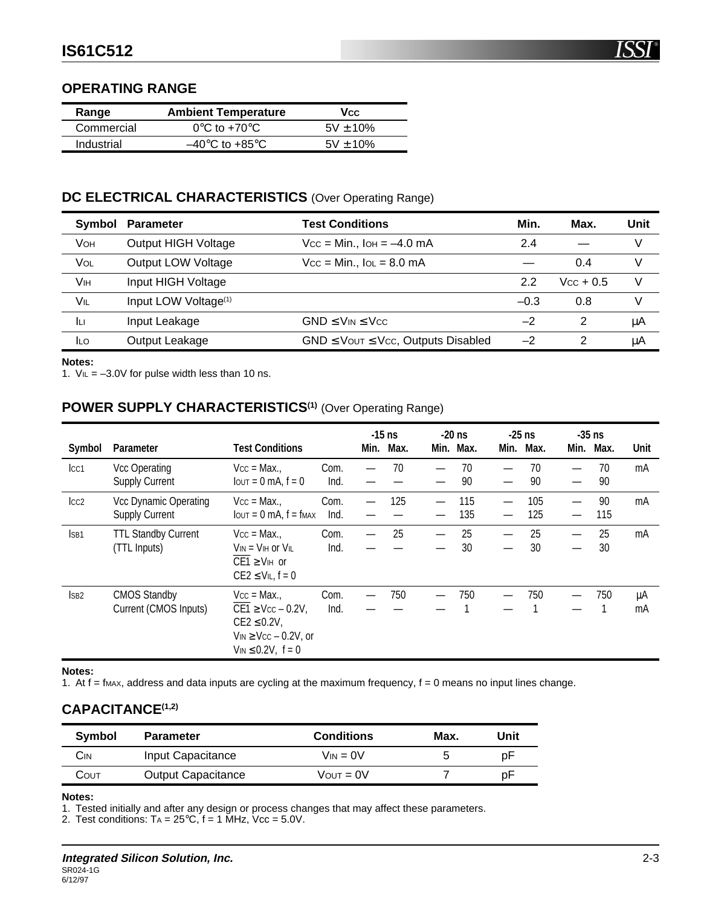## OPERATING RANGE

| Range | Ambient Temperature | $V_{CC}$ |
|---|---|---|
| Commercial | 0°C to +70°C | 5V ± 10% |
| Industrial | –40°C to +85°C | 5V ± 10% |

## DC ELECTRICAL CHARACTERISTICS (Over Operating Range)

| Symbol | Parameter | Test Conditions | Min. | Max. | Unit |
|---|---|---|---|---|---|
| $V_{OH}$ | Output HIGH Voltage | $V_{CC}$ = Min., $I_{OH}$ = –4.0 mA | 2.4 | — | V |
| $V_{OL}$ | Output LOW Voltage | $V_{CC}$ = Min., $I_{OL}$ = 8.0 mA | — | 0.4 | V |
| $V_{IH}$ | Input HIGH Voltage | | 2.2 | $V_{CC}$ + 0.5 | V |
| $V_{IL}$ | Input LOW Voltage[1] | | –0.3 | 0.8 | V |
| $I_{LI}$ | Input Leakage | GND ≤ $V_{IN}$ ≤ $V_{CC}$ | –2 | 2 | µA |
| $I_{LO}$ | Output Leakage | GND ≤ $V_{OUT}$ ≤ $V_{CC}$, Outputs Disabled | –2 | 2 | µA |

**Notes:**
1. $V_{IL}$ = –3.0V for pulse width less than 10 ns.

## POWER SUPPLY CHARACTERISTICS[1] (Over Operating Range)

| Symbol | Parameter | Test Conditions | | -15 ns Min. | -15 ns Max. | -20 ns Min. | -20 ns Max. | -25 ns Min. | -25 ns Max. | -35 ns Min. | -35 ns Max. | Unit |
|---|---|---|---|---|---|---|---|---|---|---|---|---|
| $I_{CC1}$ | Vcc Operating Supply Current | $V_{CC}$ = Max., $I_{OUT}$ = 0 mA, f = 0 | Com. | — | 70 | — | 70 | — | 70 | — | 70 | mA |
| | | | Ind. | — | — | — | 90 | — | 90 | — | 90 | |
| $I_{CC2}$ | Vcc Dynamic Operating Supply Current | $V_{CC}$ = Max., $I_{OUT}$ = 0 mA, f = $f_{MAX}$ | Com. | — | 125 | — | 115 | — | 105 | — | 90 | mA |
| | | | Ind. | — | — | — | 135 | — | 125 | — | 115 | |
| $I_{SB1}$ | TTL Standby Current (TTL Inputs) | $V_{CC}$ = Max., $V_{IN}$ = $V_{IH}$ or $V_{IL}$, $\overline{CE1}$ ≥ $V_{IH}$ or CE2 ≤ $V_{IL}$, f = 0 | Com. | — | 25 | — | 25 | — | 25 | — | 25 | mA |
| | | | Ind. | — | — | — | 30 | — | 30 | — | 30 | |
| $I_{SB2}$ | CMOS Standby Current (CMOS Inputs) | $V_{CC}$ = Max., $\overline{CE1}$ ≥ $V_{CC}$ – 0.2V, CE2 ≤ 0.2V, $V_{IN}$ ≥ $V_{CC}$ – 0.2V, or $V_{IN}$ ≤ 0.2V, f = 0 | Com. | — | 750 | — | 750 | — | 750 | — | 750 | µA |
| | | | Ind. | — | — | — | 1 | — | 1 | — | 1 | mA |

**Notes:**
1. At f = $f_{MAX}$, address and data inputs are cycling at the maximum frequency, f = 0 means no input lines change.

## CAPACITANCE[1,2]

| Symbol | Parameter | Conditions | Max. | Unit |
|---|---|---|---|---|
| $C_{IN}$ | Input Capacitance | $V_{IN}$ = 0V | 5 | pF |
| $C_{OUT}$ | Output Capacitance | $V_{OUT}$ = 0V | 7 | pF |

**Notes:**
1. Tested initially and after any design or process changes that may affect these parameters.
2. Test conditions: $T_A$ = 25°C, f = 1 MHz, Vcc = 5.0V.

***Integrated Silicon Solution, Inc.***
SR024-1G
6/12/97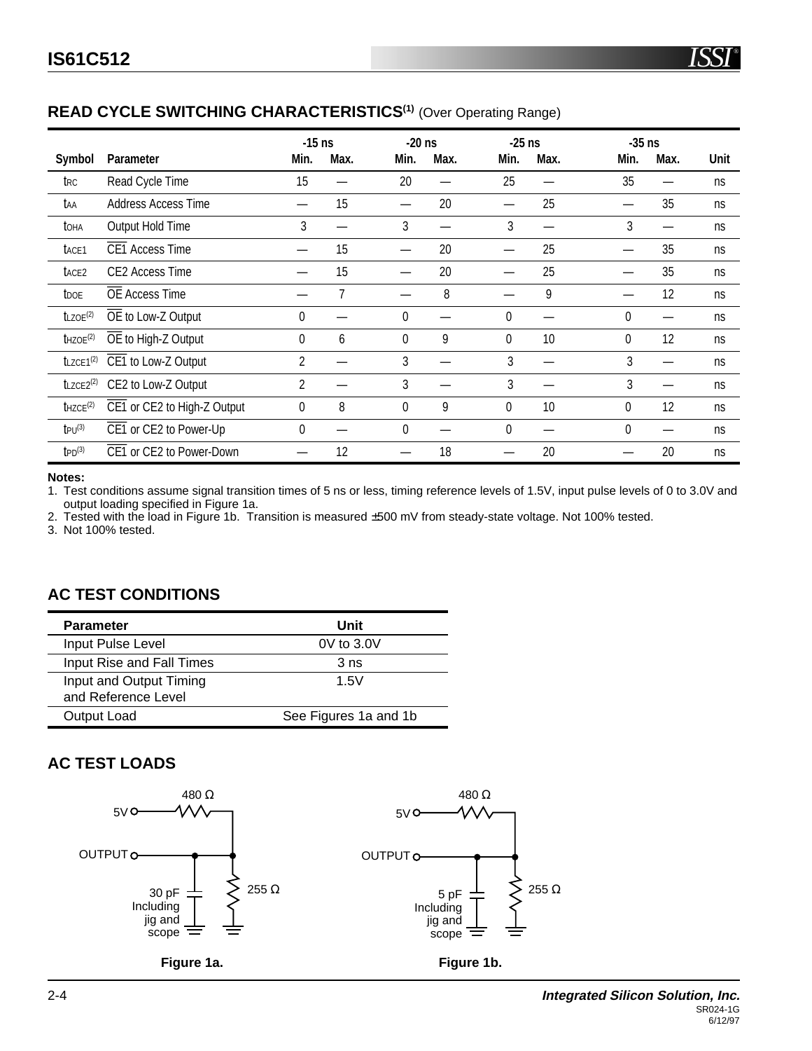## READ CYCLE SWITCHING CHARACTERISTICS[1] (Over Operating Range)

| | | -15 ns | | -20 ns | | -25 ns | | -35 ns | | |
|---|---|---|---|---|---|---|---|---|---|---|
| Symbol | Parameter | Min. | Max. | Min. | Max. | Min. | Max. | Min. | Max. | Unit |
| $t_{RC}$ | Read Cycle Time | 15 | — | 20 | — | 25 | — | 35 | — | ns |
| $t_{AA}$ | Address Access Time | — | 15 | — | 20 | — | 25 | — | 35 | ns |
| $t_{OHA}$ | Output Hold Time | 3 | — | 3 | — | 3 | — | 3 | — | ns |
| $t_{ACE1}$ | $\overline{CE1}$ Access Time | — | 15 | — | 20 | — | 25 | — | 35 | ns |
| $t_{ACE2}$ | CE2 Access Time | — | 15 | — | 20 | — | 25 | — | 35 | ns |
| $t_{DOE}$ | $\overline{OE}$ Access Time | — | 7 | — | 8 | — | 9 | — | 12 | ns |
| $t_{LZOE}$[2] | $\overline{OE}$ to Low-Z Output | 0 | — | 0 | — | 0 | — | 0 | — | ns |
| $t_{HZOE}$[2] | $\overline{OE}$ to High-Z Output | 0 | 6 | 0 | 9 | 0 | 10 | 0 | 12 | ns |
| $t_{LZCE1}$[2] | $\overline{CE1}$ to Low-Z Output | 2 | — | 3 | — | 3 | — | 3 | — | ns |
| $t_{LZCE2}$[2] | CE2 to Low-Z Output | 2 | — | 3 | — | 3 | — | 3 | — | ns |
| $t_{HZCE}$[2] | $\overline{CE1}$ or CE2 to High-Z Output | 0 | 8 | 0 | 9 | 0 | 10 | 0 | 12 | ns |
| $t_{PU}$[3] | $\overline{CE1}$ or CE2 to Power-Up | 0 | — | 0 | — | 0 | — | 0 | — | ns |
| $t_{PD}$[3] | $\overline{CE1}$ or CE2 to Power-Down | — | 12 | — | 18 | — | 20 | — | 20 | ns |

**Notes:**

1. Test conditions assume signal transition times of 5 ns or less, timing reference levels of 1.5V, input pulse levels of 0 to 3.0V and output loading specified in Figure 1a.
2. Tested with the load in Figure 1b. Transition is measured ±500 mV from steady-state voltage. Not 100% tested.
3. Not 100% tested.

## AC TEST CONDITIONS

| Parameter | Unit |
|---|---|
| Input Pulse Level | 0V to 3.0V |
| Input Rise and Fall Times | 3 ns |
| Input and Output Timing and Reference Level | 1.5V |
| Output Load | See Figures 1a and 1b |

## AC TEST LOADS

5V
480 Ω
OUTPUT
30 pF Including jig and scope
255 Ω

**Figure 1a.**

5V
480 Ω
OUTPUT
5 pF Including jig and scope
255 Ω

**Figure 1b.**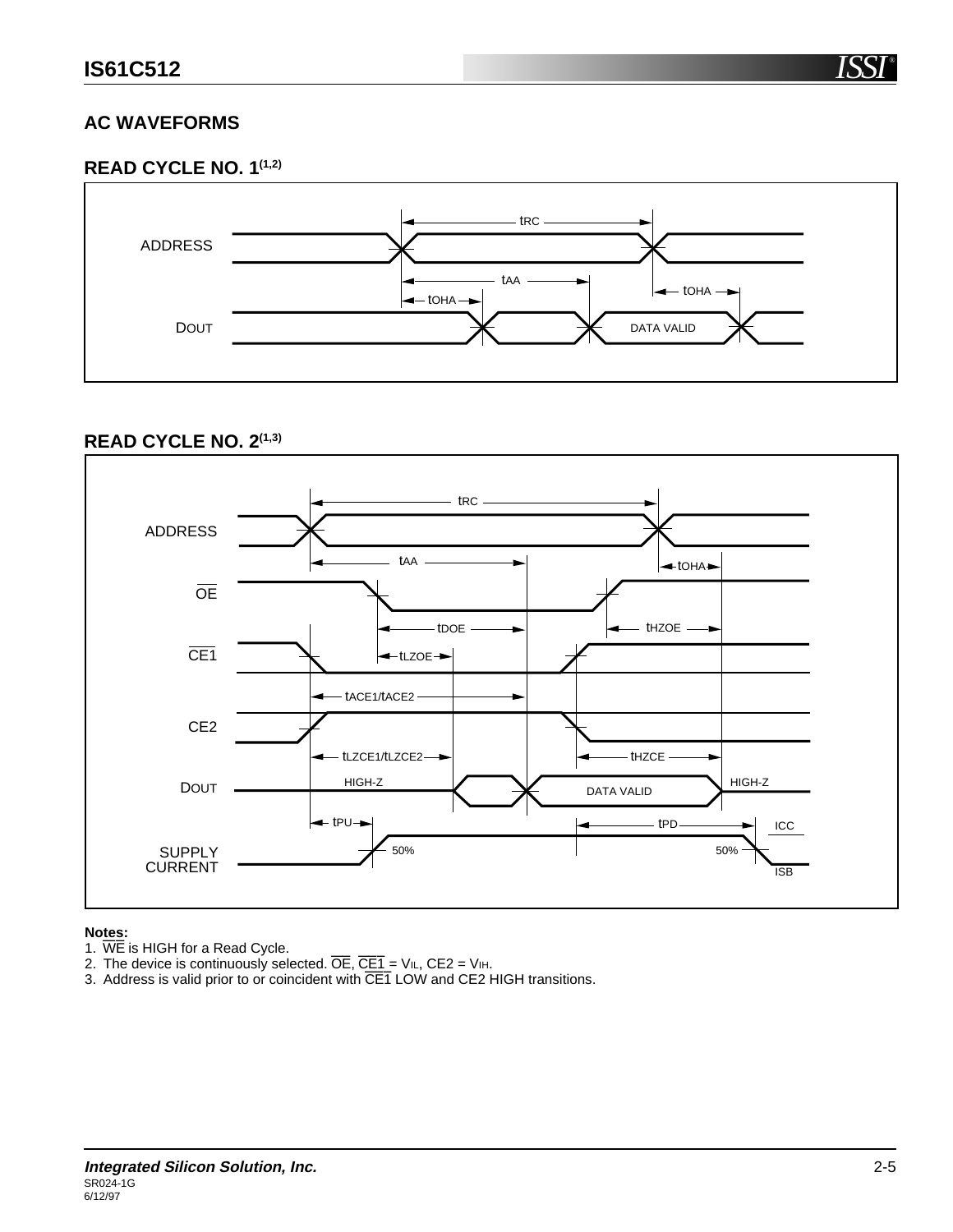## AC WAVEFORMS

### READ CYCLE NO. 1[1,2]

ADDRESS

DOUT

tRC

tAA

tOHA

tOHA

DATA VALID

### READ CYCLE NO. 2[1,3]

ADDRESS

OE

CE1

CE2

DOUT

SUPPLY CURRENT

tRC

tAA

tOHA

tDOE

tHZOE

tLZOE

tACE1/tACE2

tLZCE1/tLZCE2

tHZCE

HIGH-Z

DATA VALID

HIGH-Z

tPU

tPD

50%

50%

ICC

ISB

**Notes:**

1. $\overline{WE}$ is HIGH for a Read Cycle.
2. The device is continuously selected. $\overline{OE}$, $\overline{CE1}$ = $V_{IL}$, CE2 = $V_{IH}$.
3. Address is valid prior to or coincident with $\overline{CE1}$ LOW and CE2 HIGH transitions.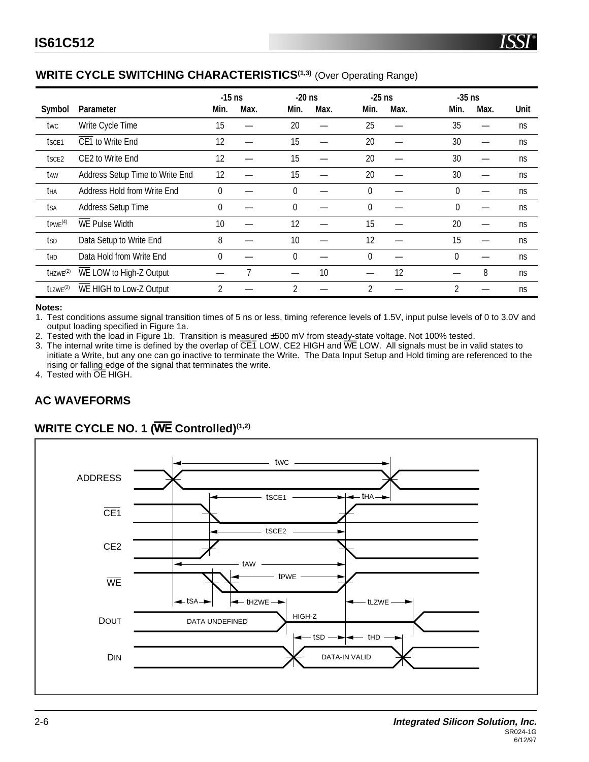## WRITE CYCLE SWITCHING CHARACTERISTICS[1,3] (Over Operating Range)

| Symbol | Parameter | -15 ns Min. | -15 ns Max. | -20 ns Min. | -20 ns Max. | -25 ns Min. | -25 ns Max. | -35 ns Min. | -35 ns Max. | Unit |
|---|---|---|---|---|---|---|---|---|---|---|
| $t_{WC}$ | Write Cycle Time | 15 | — | 20 | — | 25 | — | 35 | — | ns |
| $t_{SCE1}$ | $\overline{CE1}$ to Write End | 12 | — | 15 | — | 20 | — | 30 | — | ns |
| $t_{SCE2}$ | CE2 to Write End | 12 | — | 15 | — | 20 | — | 30 | — | ns |
| $t_{AW}$ | Address Setup Time to Write End | 12 | — | 15 | — | 20 | — | 30 | — | ns |
| $t_{HA}$ | Address Hold from Write End | 0 | — | 0 | — | 0 | — | 0 | — | ns |
| $t_{SA}$ | Address Setup Time | 0 | — | 0 | — | 0 | — | 0 | — | ns |
| $t_{PWE}$[4] | $\overline{WE}$ Pulse Width | 10 | — | 12 | — | 15 | — | 20 | — | ns |
| $t_{SD}$ | Data Setup to Write End | 8 | — | 10 | — | 12 | — | 15 | — | ns |
| $t_{HD}$ | Data Hold from Write End | 0 | — | 0 | — | 0 | — | 0 | — | ns |
| $t_{HZWE}$[2] | $\overline{WE}$ LOW to High-Z Output | — | 7 | — | 10 | — | 12 | — | 8 | ns |
| $t_{LZWE}$[2] | $\overline{WE}$ HIGH to Low-Z Output | 2 | — | 2 | — | 2 | — | 2 | — | ns |

**Notes:**

1. Test conditions assume signal transition times of 5 ns or less, timing reference levels of 1.5V, input pulse levels of 0 to 3.0V and output loading specified in Figure 1a.
2. Tested with the load in Figure 1b. Transition is measured ±500 mV from steady-state voltage. Not 100% tested.
3. The internal write time is defined by the overlap of $\overline{CE1}$ LOW, CE2 HIGH and $\overline{WE}$ LOW. All signals must be in valid states to initiate a Write, but any one can go inactive to terminate the Write. The Data Input Setup and Hold timing are referenced to the rising or falling edge of the signal that terminates the write.
4. Tested with $\overline{OE}$ HIGH.

## AC WAVEFORMS

### WRITE CYCLE NO. 1 ($\overline{WE}$ Controlled)[1,2]

tWC
ADDRESS
tSCE1
tHA
$\overline{CE1}$
tSCE2
CE2
tAW
tPWE
$\overline{WE}$
tSA
tHZWE
tLZWE
DOUT
DATA UNDEFINED
HIGH-Z
tSD
tHD
DIN
DATA-IN VALID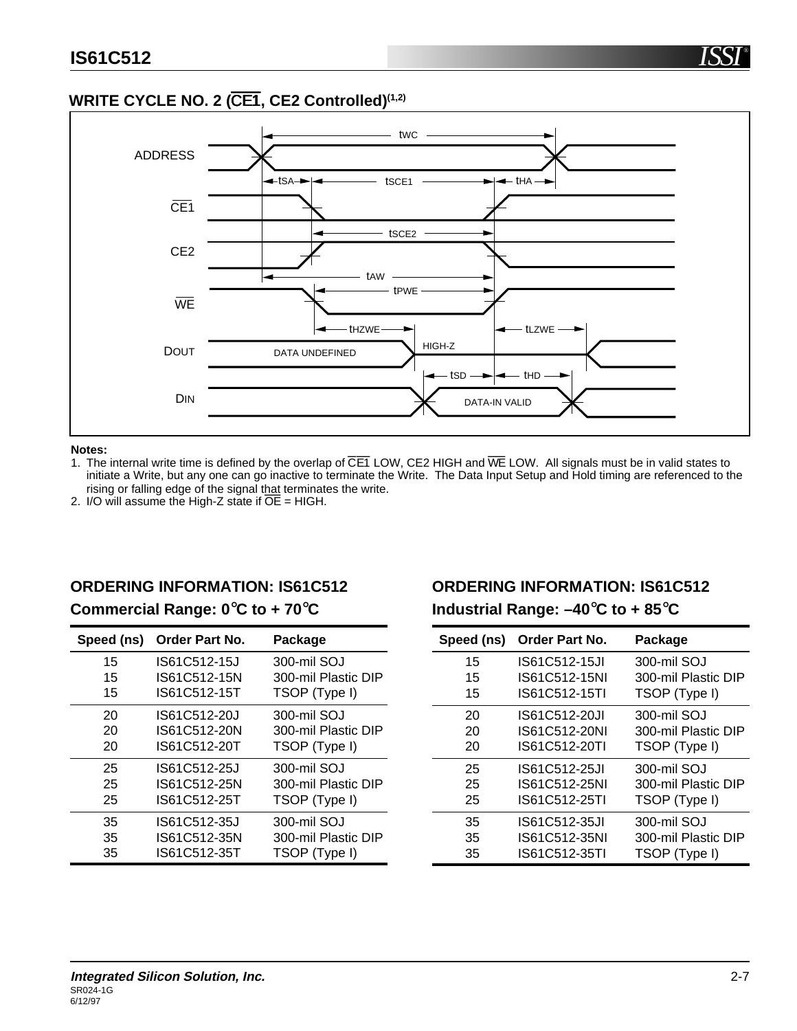## WRITE CYCLE NO. 2 ($\overline{CE1}$, CE2 Controlled)[1,2]

ADDRESS
CE1
CE2
WE
DOUT
DIN
tWC
tSA
tSCE1
tHA
tSCE2
tAW
tPWE
tHZWE
tLZWE
DATA UNDEFINED
HIGH-Z
tSD
tHD
DATA-IN VALID

**Notes:**

1. The internal write time is defined by the overlap of $\overline{CE1}$ LOW, CE2 HIGH and $\overline{WE}$ LOW. All signals must be in valid states to initiate a Write, but any one can go inactive to terminate the Write. The Data Input Setup and Hold timing are referenced to the rising or falling edge of the signal that terminates the write.
2. I/O will assume the High-Z state if $\overline{OE}$ = HIGH.

## ORDERING INFORMATION: IS61C512

### Commercial Range: 0°C to + 70°C

| Speed (ns) | Order Part No. | Package |
|---|---|---|
| 15 | IS61C512-15J | 300-mil SOJ |
| 15 | IS61C512-15N | 300-mil Plastic DIP |
| 15 | IS61C512-15T | TSOP (Type I) |
| 20 | IS61C512-20J | 300-mil SOJ |
| 20 | IS61C512-20N | 300-mil Plastic DIP |
| 20 | IS61C512-20T | TSOP (Type I) |
| 25 | IS61C512-25J | 300-mil SOJ |
| 25 | IS61C512-25N | 300-mil Plastic DIP |
| 25 | IS61C512-25T | TSOP (Type I) |
| 35 | IS61C512-35J | 300-mil SOJ |
| 35 | IS61C512-35N | 300-mil Plastic DIP |
| 35 | IS61C512-35T | TSOP (Type I) |

## ORDERING INFORMATION: IS61C512

### Industrial Range: –40°C to + 85°C

| Speed (ns) | Order Part No. | Package |
|---|---|---|
| 15 | IS61C512-15JI | 300-mil SOJ |
| 15 | IS61C512-15NI | 300-mil Plastic DIP |
| 15 | IS61C512-15TI | TSOP (Type I) |
| 20 | IS61C512-20JI | 300-mil SOJ |
| 20 | IS61C512-20NI | 300-mil Plastic DIP |
| 20 | IS61C512-20TI | TSOP (Type I) |
| 25 | IS61C512-25JI | 300-mil SOJ |
| 25 | IS61C512-25NI | 300-mil Plastic DIP |
| 25 | IS61C512-25TI | TSOP (Type I) |
| 35 | IS61C512-35JI | 300-mil SOJ |
| 35 | IS61C512-35NI | 300-mil Plastic DIP |
| 35 | IS61C512-35TI | TSOP (Type I) |

*Integrated Silicon Solution, Inc.*
SR024-1G
6/12/97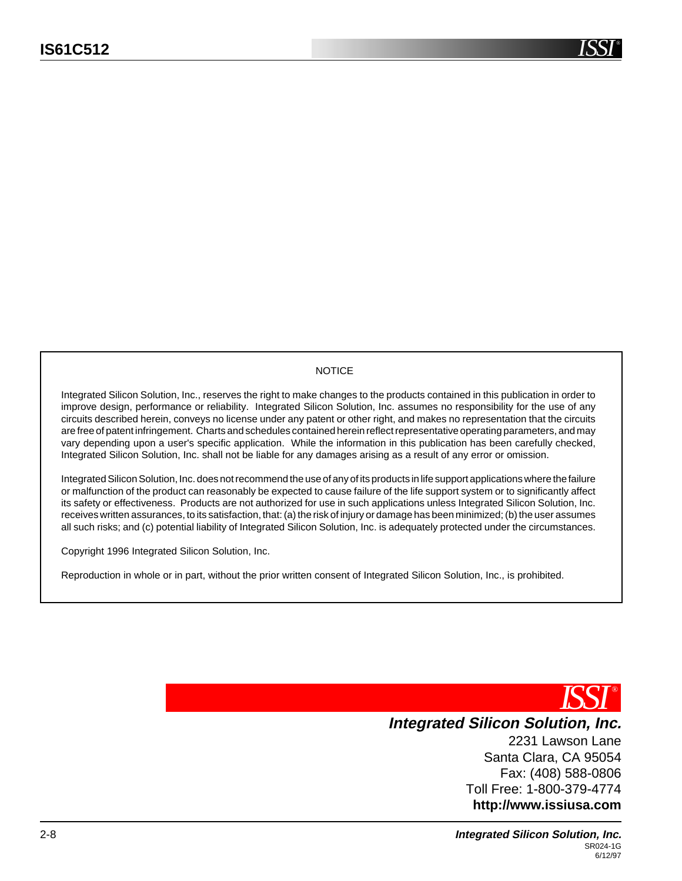NOTICE

Integrated Silicon Solution, Inc., reserves the right to make changes to the products contained in this publication in order to improve design, performance or reliability. Integrated Silicon Solution, Inc. assumes no responsibility for the use of any circuits described herein, conveys no license under any patent or other right, and makes no representation that the circuits are free of patent infringement. Charts and schedules contained herein reflect representative operating parameters, and may vary depending upon a user's specific application. While the information in this publication has been carefully checked, Integrated Silicon Solution, Inc. shall not be liable for any damages arising as a result of any error or omission.

Integrated Silicon Solution, Inc. does not recommend the use of any of its products in life support applications where the failure or malfunction of the product can reasonably be expected to cause failure of the life support system or to significantly affect its safety or effectiveness. Products are not authorized for use in such applications unless Integrated Silicon Solution, Inc. receives written assurances, to its satisfaction, that: (a) the risk of injury or damage has been minimized; (b) the user assumes all such risks; and (c) potential liability of Integrated Silicon Solution, Inc. is adequately protected under the circumstances.

Copyright 1996 Integrated Silicon Solution, Inc.

Reproduction in whole or in part, without the prior written consent of Integrated Silicon Solution, Inc., is prohibited.

ISSI®

***Integrated Silicon Solution, Inc.***

2231 Lawson Lane
Santa Clara, CA 95054
Fax: (408) 588-0806
Toll Free: 1-800-379-4774
**http://www.issiusa.com**

SR024-1G
6/12/97